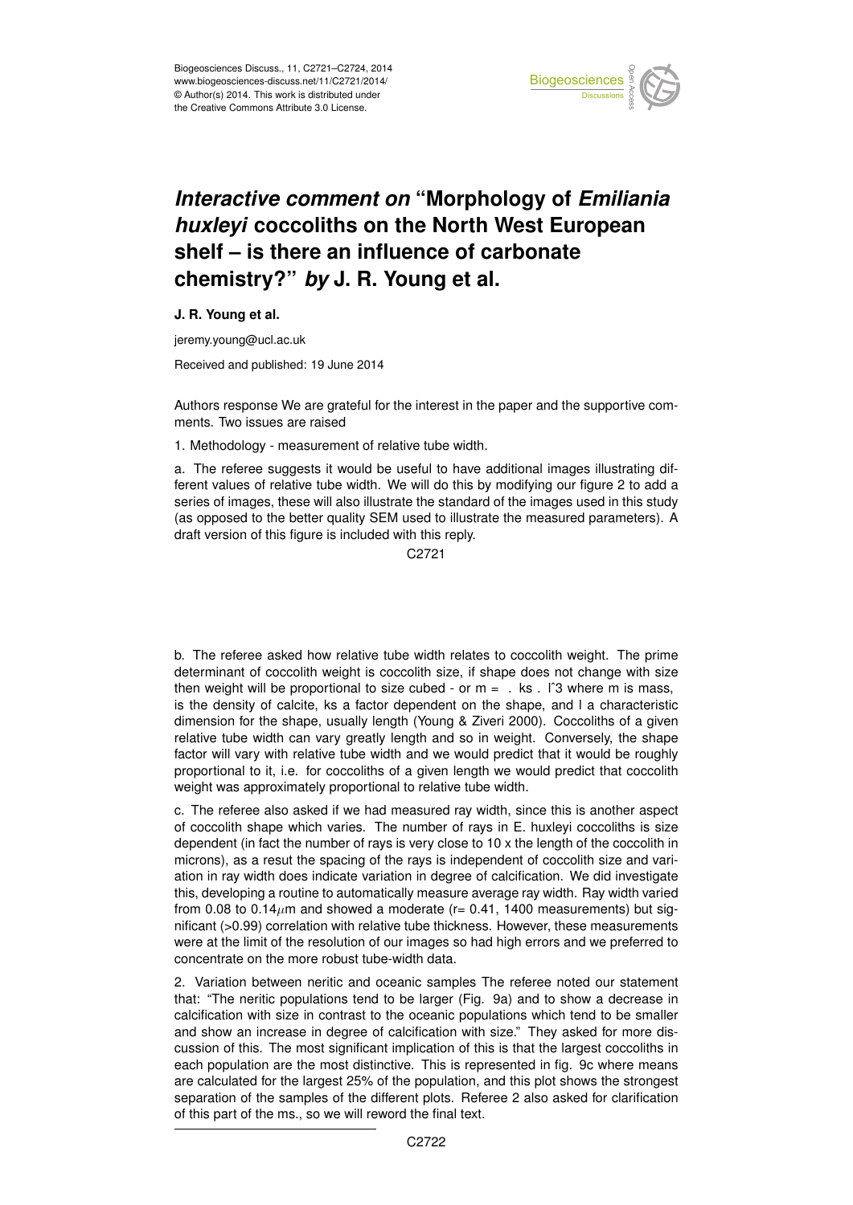# *Interactive comment on* "Morphology of *Emiliania huxleyi* coccoliths on the North West European shelf – is there an influence of carbonate chemistry?" *by* J. R. Young et al.

**J. R. Young et al.**

jeremy.young@ucl.ac.uk

Received and published: 19 June 2014

Authors response We are grateful for the interest in the paper and the supportive comments. Two issues are raised

1. Methodology - measurement of relative tube width.

a. The referee suggests it would be useful to have additional images illustrating different values of relative tube width. We will do this by modifying our figure 2 to add a series of images, these will also illustrate the standard of the images used in this study (as opposed to the better quality SEM used to illustrate the measured parameters). A draft version of this figure is included with this reply.

b. The referee asked how relative tube width relates to coccolith weight. The prime determinant of coccolith weight is coccolith size, if shape does not change with size then weight will be proportional to size cubed - or m = . ks . lˆ3 where m is mass, is the density of calcite, ks a factor dependent on the shape, and l a characteristic dimension for the shape, usually length (Young & Ziveri 2000). Coccoliths of a given relative tube width can vary greatly length and so in weight. Conversely, the shape factor will vary with relative tube width and we would predict that it would be roughly proportional to it, i.e. for coccoliths of a given length we would predict that coccolith weight was approximately proportional to relative tube width.

c. The referee also asked if we had measured ray width, since this is another aspect of coccolith shape which varies. The number of rays in E. huxleyi coccoliths is size dependent (in fact the number of rays is very close to 10 x the length of the coccolith in microns), as a resut the spacing of the rays is independent of coccolith size and variation in ray width does indicate variation in degree of calcification. We did investigate this, developing a routine to automatically measure average ray width. Ray width varied from 0.08 to 0.14$\mu$m and showed a moderate (r= 0.41, 1400 measurements) but significant (>0.99) correlation with relative tube thickness. However, these measurements were at the limit of the resolution of our images so had high errors and we preferred to concentrate on the more robust tube-width data.

2. Variation between neritic and oceanic samples The referee noted our statement that: "The neritic populations tend to be larger (Fig. 9a) and to show a decrease in calcification with size in contrast to the oceanic populations which tend to be smaller and show an increase in degree of calcification with size." They asked for more discussion of this. The most significant implication of this is that the largest coccoliths in each population are the most distinctive. This is represented in fig. 9c where means are calculated for the largest 25% of the population, and this plot shows the strongest separation of the samples of the different plots. Referee 2 also asked for clarification of this part of the ms., so we will reword the final text.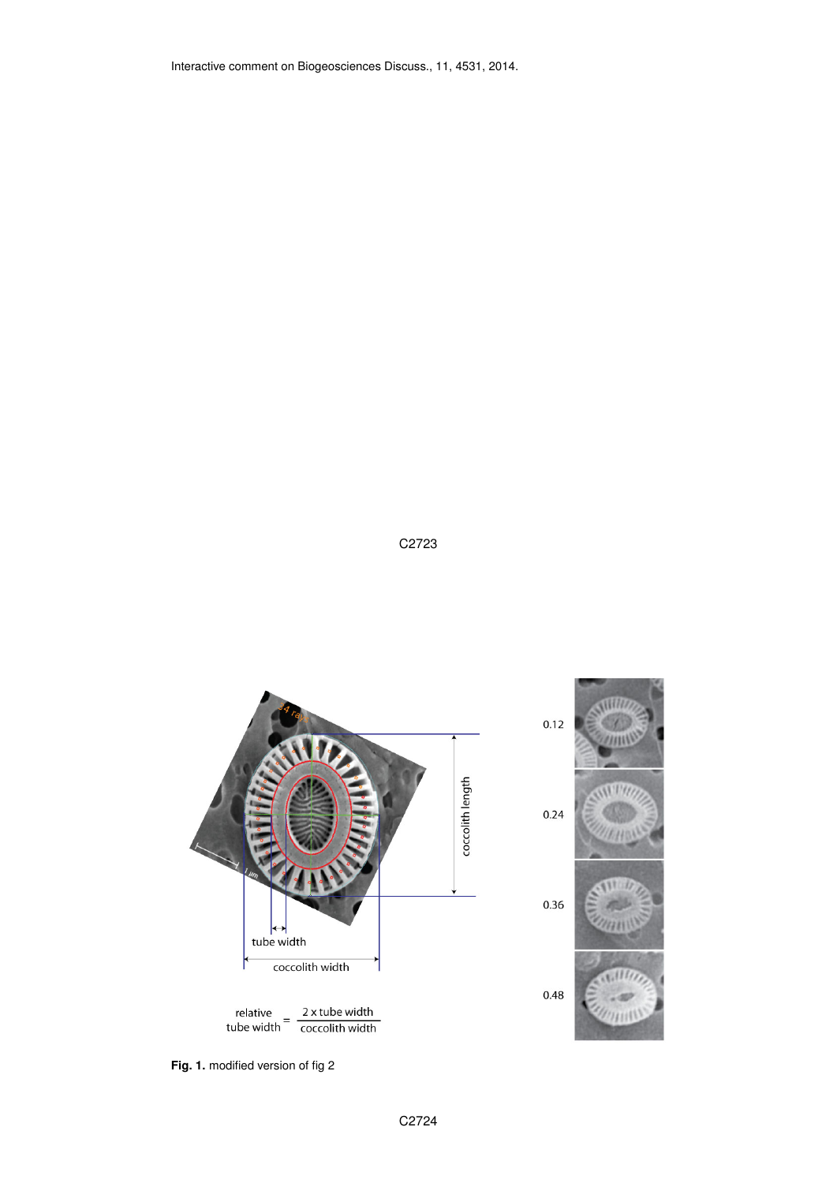Interactive comment on Biogeosciences Discuss., 11, 4531, 2014.

24 rays

1 µm

coccolith length

tube width

coccolith width

$$\text{relative tube width} = \frac{2 \times \text{tube width}}{\text{coccolith width}}$$

0.12

0.24

0.36

0.48

**Fig. 1.** modified version of fig 2